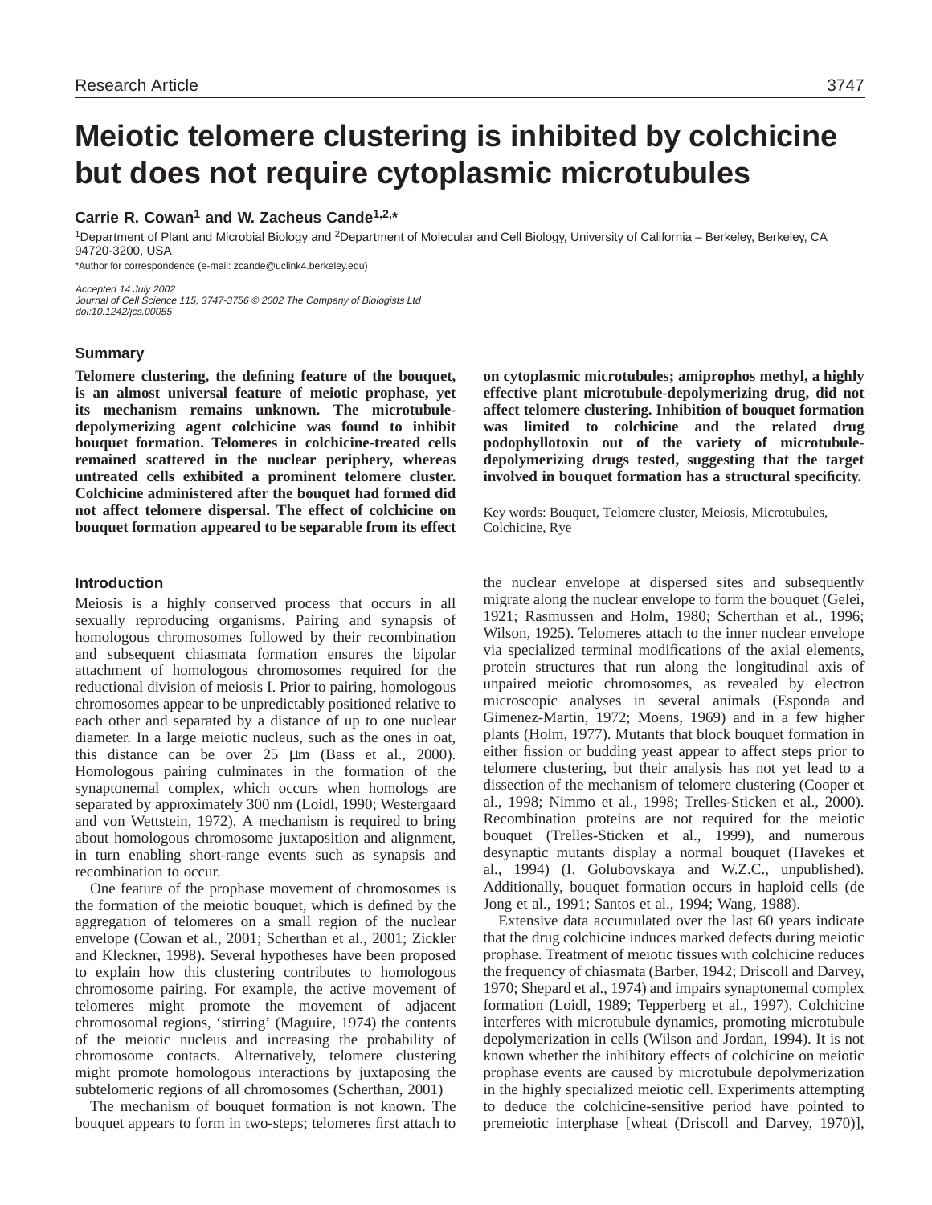Research Article

# Meiotic telomere clustering is inhibited by colchicine but does not require cytoplasmic microtubules

**Carrie R. Cowan[1] and W. Zacheus Cande[1,2,*]**

[1]Department of Plant and Microbial Biology and [2]Department of Molecular and Cell Biology, University of California – Berkeley, Berkeley, CA 94720-3200, USA

*Author for correspondence (e-mail: zcande@uclink4.berkeley.edu)

*Accepted 14 July 2002*
*Journal of Cell Science 115, 3747-3756 © 2002 The Company of Biologists Ltd*
*doi:10.1242/jcs.00055*

## Summary

**Telomere clustering, the defining feature of the bouquet, is an almost universal feature of meiotic prophase, yet its mechanism remains unknown. The microtubule-depolymerizing agent colchicine was found to inhibit bouquet formation. Telomeres in colchicine-treated cells remained scattered in the nuclear periphery, whereas untreated cells exhibited a prominent telomere cluster. Colchicine administered after the bouquet had formed did not affect telomere dispersal. The effect of colchicine on bouquet formation appeared to be separable from its effect on cytoplasmic microtubules; amiprophos methyl, a highly effective plant microtubule-depolymerizing drug, did not affect telomere clustering. Inhibition of bouquet formation was limited to colchicine and the related drug podophyllotoxin out of the variety of microtubule-depolymerizing drugs tested, suggesting that the target involved in bouquet formation has a structural specificity.**

Key words: Bouquet, Telomere cluster, Meiosis, Microtubules, Colchicine, Rye

## Introduction

Meiosis is a highly conserved process that occurs in all sexually reproducing organisms. Pairing and synapsis of homologous chromosomes followed by their recombination and subsequent chiasmata formation ensures the bipolar attachment of homologous chromosomes required for the reductional division of meiosis I. Prior to pairing, homologous chromosomes appear to be unpredictably positioned relative to each other and separated by a distance of up to one nuclear diameter. In a large meiotic nucleus, such as the ones in oat, this distance can be over 25 μm (Bass et al., 2000). Homologous pairing culminates in the formation of the synaptonemal complex, which occurs when homologs are separated by approximately 300 nm (Loidl, 1990; Westergaard and von Wettstein, 1972). A mechanism is required to bring about homologous chromosome juxtaposition and alignment, in turn enabling short-range events such as synapsis and recombination to occur.

One feature of the prophase movement of chromosomes is the formation of the meiotic bouquet, which is defined by the aggregation of telomeres on a small region of the nuclear envelope (Cowan et al., 2001; Scherthan et al., 2001; Zickler and Kleckner, 1998). Several hypotheses have been proposed to explain how this clustering contributes to homologous chromosome pairing. For example, the active movement of telomeres might promote the movement of adjacent chromosomal regions, 'stirring' (Maguire, 1974) the contents of the meiotic nucleus and increasing the probability of chromosome contacts. Alternatively, telomere clustering might promote homologous interactions by juxtaposing the subtelomeric regions of all chromosomes (Scherthan, 2001)

The mechanism of bouquet formation is not known. The bouquet appears to form in two-steps; telomeres first attach to the nuclear envelope at dispersed sites and subsequently migrate along the nuclear envelope to form the bouquet (Gelei, 1921; Rasmussen and Holm, 1980; Scherthan et al., 1996; Wilson, 1925). Telomeres attach to the inner nuclear envelope via specialized terminal modifications of the axial elements, protein structures that run along the longitudinal axis of unpaired meiotic chromosomes, as revealed by electron microscopic analyses in several animals (Esponda and Gimenez-Martin, 1972; Moens, 1969) and in a few higher plants (Holm, 1977). Mutants that block bouquet formation in either fission or budding yeast appear to affect steps prior to telomere clustering, but their analysis has not yet lead to a dissection of the mechanism of telomere clustering (Cooper et al., 1998; Nimmo et al., 1998; Trelles-Sticken et al., 2000). Recombination proteins are not required for the meiotic bouquet (Trelles-Sticken et al., 1999), and numerous desynaptic mutants display a normal bouquet (Havekes et al., 1994) (I. Golubovskaya and W.Z.C., unpublished). Additionally, bouquet formation occurs in haploid cells (de Jong et al., 1991; Santos et al., 1994; Wang, 1988).

Extensive data accumulated over the last 60 years indicate that the drug colchicine induces marked defects during meiotic prophase. Treatment of meiotic tissues with colchicine reduces the frequency of chiasmata (Barber, 1942; Driscoll and Darvey, 1970; Shepard et al., 1974) and impairs synaptonemal complex formation (Loidl, 1989; Tepperberg et al., 1997). Colchicine interferes with microtubule dynamics, promoting microtubule depolymerization in cells (Wilson and Jordan, 1994). It is not known whether the inhibitory effects of colchicine on meiotic prophase events are caused by microtubule depolymerization in the highly specialized meiotic cell. Experiments attempting to deduce the colchicine-sensitive period have pointed to premeiotic interphase [wheat (Driscoll and Darvey, 1970)],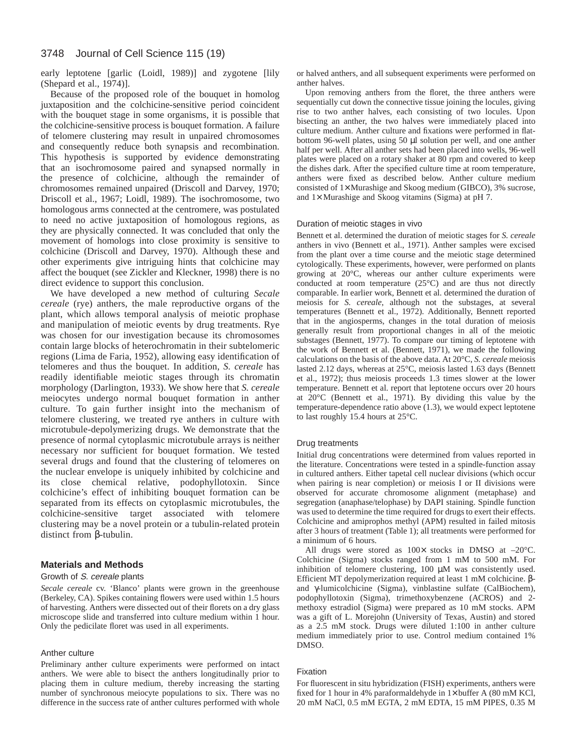early leptotene [garlic (Loidl, 1989)] and zygotene [lily (Shepard et al., 1974)].

Because of the proposed role of the bouquet in homolog juxtaposition and the colchicine-sensitive period coincident with the bouquet stage in some organisms, it is possible that the colchicine-sensitive process is bouquet formation. A failure of telomere clustering may result in unpaired chromosomes and consequently reduce both synapsis and recombination. This hypothesis is supported by evidence demonstrating that an isochromosome paired and synapsed normally in the presence of colchicine, although the remainder of chromosomes remained unpaired (Driscoll and Darvey, 1970; Driscoll et al., 1967; Loidl, 1989). The isochromosome, two homologous arms connected at the centromere, was postulated to need no active juxtaposition of homologous regions, as they are physically connected. It was concluded that only the movement of homologs into close proximity is sensitive to colchicine (Driscoll and Darvey, 1970). Although these and other experiments give intriguing hints that colchicine may affect the bouquet (see Zickler and Kleckner, 1998) there is no direct evidence to support this conclusion.

We have developed a new method of culturing *Secale cereale* (rye) anthers, the male reproductive organs of the plant, which allows temporal analysis of meiotic prophase and manipulation of meiotic events by drug treatments. Rye was chosen for our investigation because its chromosomes contain large blocks of heterochromatin in their subtelomeric regions (Lima de Faria, 1952), allowing easy identification of telomeres and thus the bouquet. In addition, *S. cereale* has readily identifiable meiotic stages through its chromatin morphology (Darlington, 1933). We show here that *S. cereale* meiocytes undergo normal bouquet formation in anther culture. To gain further insight into the mechanism of telomere clustering, we treated rye anthers in culture with microtubule-depolymerizing drugs. We demonstrate that the presence of normal cytoplasmic microtubule arrays is neither necessary nor sufficient for bouquet formation. We tested several drugs and found that the clustering of telomeres on the nuclear envelope is uniquely inhibited by colchicine and its close chemical relative, podophyllotoxin. Since colchicine's effect of inhibiting bouquet formation can be separated from its effects on cytoplasmic microtubules, the colchicine-sensitive target associated with telomere clustering may be a novel protein or a tubulin-related protein distinct from β-tubulin.

## Materials and Methods

### Growth of *S. cereale* plants

*Secale cereale* cv. 'Blanco' plants were grown in the greenhouse (Berkeley, CA). Spikes containing flowers were used within 1.5 hours of harvesting. Anthers were dissected out of their florets on a dry glass microscope slide and transferred into culture medium within 1 hour. Only the pedicilate floret was used in all experiments.

### Anther culture

Preliminary anther culture experiments were performed on intact anthers. We were able to bisect the anthers longitudinally prior to placing them in culture medium, thereby increasing the starting number of synchronous meiocyte populations to six. There was no difference in the success rate of anther cultures performed with whole or halved anthers, and all subsequent experiments were performed on anther halves.

Upon removing anthers from the floret, the three anthers were sequentially cut down the connective tissue joining the locules, giving rise to two anther halves, each consisting of two locules. Upon bisecting an anther, the two halves were immediately placed into culture medium. Anther culture and fixations were performed in flat-bottom 96-well plates, using 50 μl solution per well, and one anther half per well. After all anther sets had been placed into wells, 96-well plates were placed on a rotary shaker at 80 rpm and covered to keep the dishes dark. After the specified culture time at room temperature, anthers were fixed as described below. Anther culture medium consisted of 1× Murashige and Skoog medium (GIBCO), 3% sucrose, and 1× Murashige and Skoog vitamins (Sigma) at pH 7.

### Duration of meiotic stages in vivo

Bennett et al. determined the duration of meiotic stages for *S. cereale* anthers in vivo (Bennett et al., 1971). Anther samples were excised from the plant over a time course and the meiotic stage determined cytologically. These experiments, however, were performed on plants growing at 20°C, whereas our anther culture experiments were conducted at room temperature (25°C) and are thus not directly comparable. In earlier work, Bennett et al. determined the duration of meiosis for *S. cereale*, although not the substages, at several temperatures (Bennett et al., 1972). Additionally, Bennett reported that in the angiosperms, changes in the total duration of meiosis generally result from proportional changes in all of the meiotic substages (Bennett, 1977). To compare our timing of leptotene with the work of Bennett et al. (Bennett, 1971), we made the following calculations on the basis of the above data. At 20°C, *S. cereale* meiosis lasted 2.12 days, whereas at 25°C, meiosis lasted 1.63 days (Bennett et al., 1972); thus meiosis proceeds 1.3 times slower at the lower temperature. Bennett et al. report that leptotene occurs over 20 hours at 20°C (Bennett et al., 1971). By dividing this value by the temperature-dependence ratio above (1.3), we would expect leptotene to last roughly 15.4 hours at 25°C.

### Drug treatments

Initial drug concentrations were determined from values reported in the literature. Concentrations were tested in a spindle-function assay in cultured anthers. Either tapetal cell nuclear divisions (which occur when pairing is near completion) or meiosis I or II divisions were observed for accurate chromosome alignment (metaphase) and segregation (anaphase/telophase) by DAPI staining. Spindle function was used to determine the time required for drugs to exert their effects. Colchicine and amiprophos methyl (APM) resulted in failed mitosis after 3 hours of treatment (Table 1); all treatments were performed for a minimum of 6 hours.

All drugs were stored as 100× stocks in DMSO at –20°C. Colchicine (Sigma) stocks ranged from 1 mM to 500 mM. For inhibition of telomere clustering, 100 μM was consistently used. Efficient MT depolymerization required at least 1 mM colchicine. β- and γ-lumicolchicine (Sigma), vinblastine sulfate (CalBiochem), podophyllotoxin (Sigma), trimethoxybenzene (ACROS) and 2-methoxy estradiol (Sigma) were prepared as 10 mM stocks. APM was a gift of L. Morejohn (University of Texas, Austin) and stored as a 2.5 mM stock. Drugs were diluted 1:100 in anther culture medium immediately prior to use. Control medium contained 1% DMSO.

### Fixation

For fluorescent in situ hybridization (FISH) experiments, anthers were fixed for 1 hour in 4% paraformaldehyde in 1× buffer A (80 mM KCl, 20 mM NaCl, 0.5 mM EGTA, 2 mM EDTA, 15 mM PIPES, 0.35 M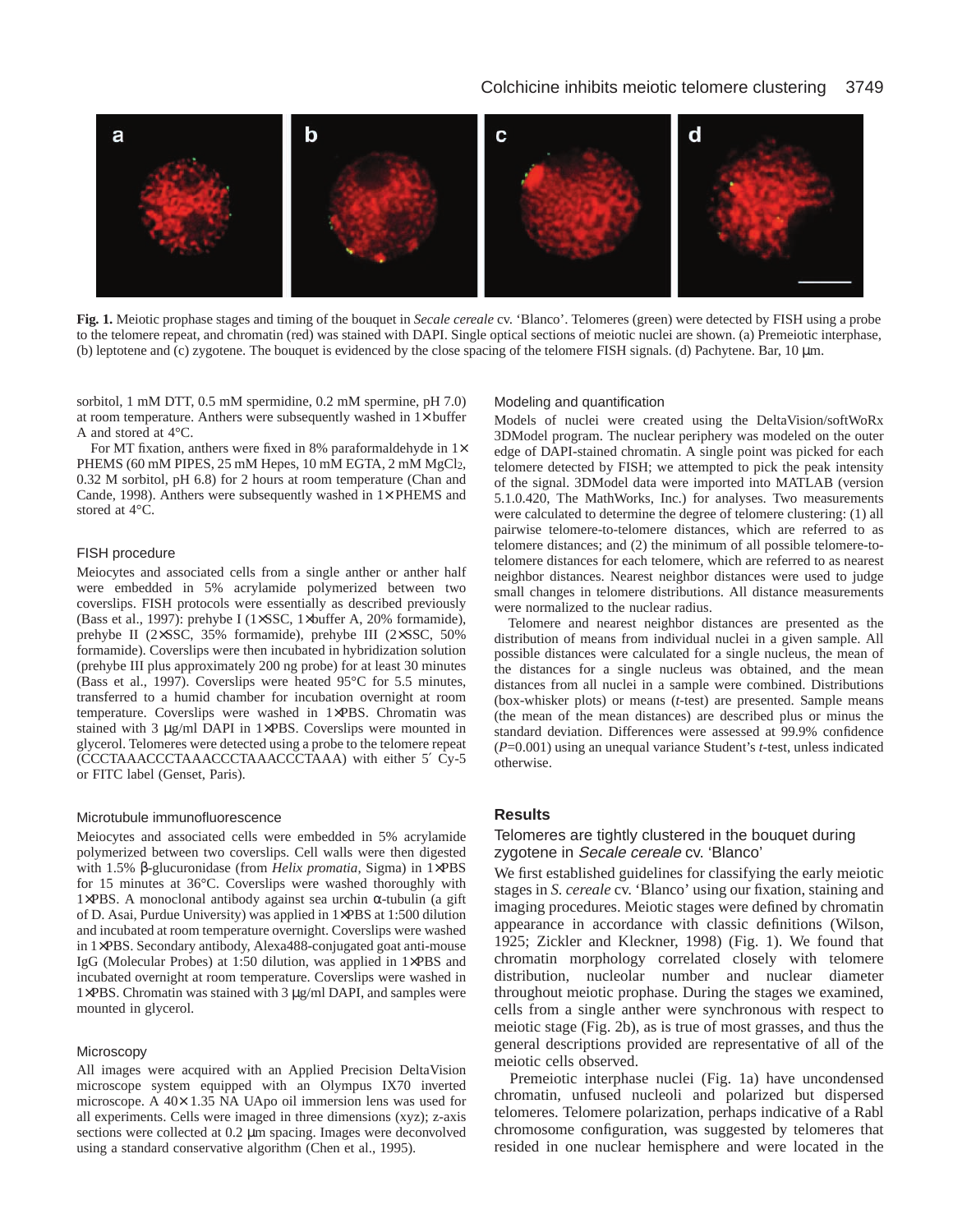**Fig. 1.** Meiotic prophase stages and timing of the bouquet in *Secale cereale* cv. 'Blanco'. Telomeres (green) were detected by FISH using a probe to the telomere repeat, and chromatin (red) was stained with DAPI. Single optical sections of meiotic nuclei are shown. (a) Premeiotic interphase, (b) leptotene and (c) zygotene. The bouquet is evidenced by the close spacing of the telomere FISH signals. (d) Pachytene. Bar, 10 μm.

sorbitol, 1 mM DTT, 0.5 mM spermidine, 0.2 mM spermine, pH 7.0) at room temperature. Anthers were subsequently washed in 1× buffer A and stored at 4°C.

For MT fixation, anthers were fixed in 8% paraformaldehyde in 1× PHEMS (60 mM PIPES, 25 mM Hepes, 10 mM EGTA, 2 mM $MgCl_2$, 0.32 M sorbitol, pH 6.8) for 2 hours at room temperature (Chan and Cande, 1998). Anthers were subsequently washed in 1× PHEMS and stored at 4°C.

### FISH procedure

Meiocytes and associated cells from a single anther or anther half were embedded in 5% acrylamide polymerized between two coverslips. FISH protocols were essentially as described previously (Bass et al., 1997): prehybe I (1×SSC, 1×buffer A, 20% formamide), prehybe II (2×SSC, 35% formamide), prehybe III (2×SSC, 50% formamide). Coverslips were then incubated in hybridization solution (prehybe III plus approximately 200 ng probe) for at least 30 minutes (Bass et al., 1997). Coverslips were heated 95°C for 5.5 minutes, transferred to a humid chamber for incubation overnight at room temperature. Coverslips were washed in 1×PBS. Chromatin was stained with 3 μg/ml DAPI in 1×PBS. Coverslips were mounted in glycerol. Telomeres were detected using a probe to the telomere repeat (CCCTAAACCCTAAACCCTAAACCCTAAA) with either 5′ Cy-5 or FITC label (Genset, Paris).

### Microtubule immunofluorescence

Meiocytes and associated cells were embedded in 5% acrylamide polymerized between two coverslips. Cell walls were then digested with 1.5% β-glucuronidase (from *Helix promatia*, Sigma) in 1×PBS for 15 minutes at 36°C. Coverslips were washed thoroughly with 1×PBS. A monoclonal antibody against sea urchin α-tubulin (a gift of D. Asai, Purdue University) was applied in 1×PBS at 1:500 dilution and incubated at room temperature overnight. Coverslips were washed in 1×PBS. Secondary antibody, Alexa488-conjugated goat anti-mouse IgG (Molecular Probes) at 1:50 dilution, was applied in 1×PBS and incubated overnight at room temperature. Coverslips were washed in 1×PBS. Chromatin was stained with 3 μg/ml DAPI, and samples were mounted in glycerol.

### Microscopy

All images were acquired with an Applied Precision DeltaVision microscope system equipped with an Olympus IX70 inverted microscope. A 40× 1.35 NA UApo oil immersion lens was used for all experiments. Cells were imaged in three dimensions (xyz); z-axis sections were collected at 0.2 μm spacing. Images were deconvolved using a standard conservative algorithm (Chen et al., 1995).

### Modeling and quantification

Models of nuclei were created using the DeltaVision/softWoRx 3DModel program. The nuclear periphery was modeled on the outer edge of DAPI-stained chromatin. A single point was picked for each telomere detected by FISH; we attempted to pick the peak intensity of the signal. 3DModel data were imported into MATLAB (version 5.1.0.420, The MathWorks, Inc.) for analyses. Two measurements were calculated to determine the degree of telomere clustering: (1) all pairwise telomere-to-telomere distances, which are referred to as telomere distances; and (2) the minimum of all possible telomere-to-telomere distances for each telomere, which are referred to as nearest neighbor distances. Nearest neighbor distances were used to judge small changes in telomere distributions. All distance measurements were normalized to the nuclear radius.

Telomere and nearest neighbor distances are presented as the distribution of means from individual nuclei in a given sample. All possible distances were calculated for a single nucleus, the mean of the distances for a single nucleus was obtained, and the mean distances from all nuclei in a sample were combined. Distributions (box-whisker plots) or means (*t*-test) are presented. Sample means (the mean of the mean distances) are described plus or minus the standard deviation. Differences were assessed at 99.9% confidence ($P$=0.001) using an unequal variance Student's *t*-test, unless indicated otherwise.

## Results

### Telomeres are tightly clustered in the bouquet during zygotene in *Secale cereale* cv. 'Blanco'

We first established guidelines for classifying the early meiotic stages in *S. cereale* cv. 'Blanco' using our fixation, staining and imaging procedures. Meiotic stages were defined by chromatin appearance in accordance with classic definitions (Wilson, 1925; Zickler and Kleckner, 1998) (Fig. 1). We found that chromatin morphology correlated closely with telomere distribution, nucleolar number and nuclear diameter throughout meiotic prophase. During the stages we examined, cells from a single anther were synchronous with respect to meiotic stage (Fig. 2b), as is true of most grasses, and thus the general descriptions provided are representative of all of the meiotic cells observed.

Premeiotic interphase nuclei (Fig. 1a) have uncondensed chromatin, unfused nucleoli and polarized but dispersed telomeres. Telomere polarization, perhaps indicative of a Rabl chromosome configuration, was suggested by telomeres that resided in one nuclear hemisphere and were located in the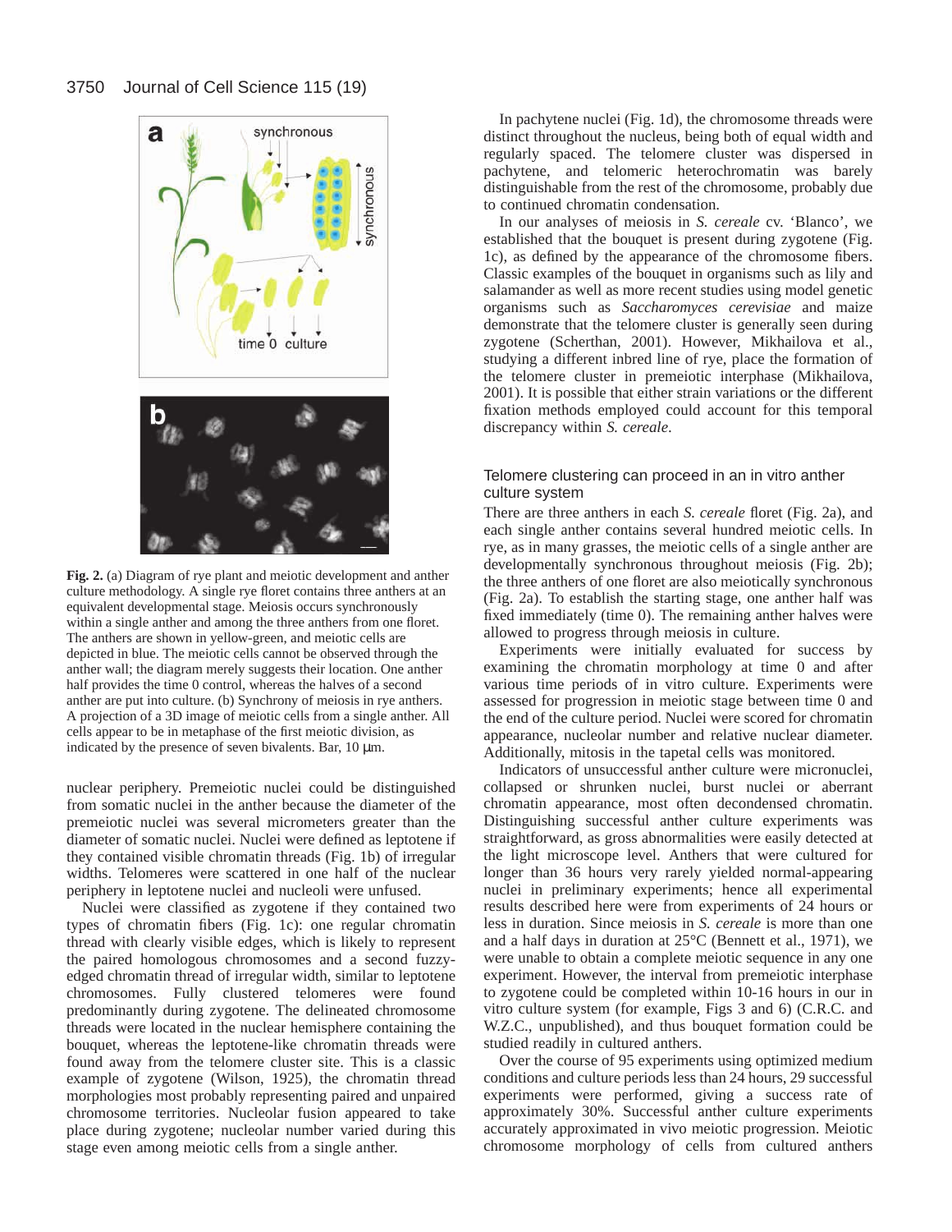**Fig. 2.** (a) Diagram of rye plant and meiotic development and anther culture methodology. A single rye floret contains three anthers at an equivalent developmental stage. Meiosis occurs synchronously within a single anther and among the three anthers from one floret. The anthers are shown in yellow-green, and meiotic cells are depicted in blue. The meiotic cells cannot be observed through the anther wall; the diagram merely suggests their location. One anther half provides the time 0 control, whereas the halves of a second anther are put into culture. (b) Synchrony of meiosis in rye anthers. A projection of a 3D image of meiotic cells from a single anther. All cells appear to be in metaphase of the first meiotic division, as indicated by the presence of seven bivalents. Bar, 10 μm.

nuclear periphery. Premeiotic nuclei could be distinguished from somatic nuclei in the anther because the diameter of the premeiotic nuclei was several micrometers greater than the diameter of somatic nuclei. Nuclei were defined as leptotene if they contained visible chromatin threads (Fig. 1b) of irregular widths. Telomeres were scattered in one half of the nuclear periphery in leptotene nuclei and nucleoli were unfused.

Nuclei were classified as zygotene if they contained two types of chromatin fibers (Fig. 1c): one regular chromatin thread with clearly visible edges, which is likely to represent the paired homologous chromosomes and a second fuzzy-edged chromatin thread of irregular width, similar to leptotene chromosomes. Fully clustered telomeres were found predominantly during zygotene. The delineated chromosome threads were located in the nuclear hemisphere containing the bouquet, whereas the leptotene-like chromatin threads were found away from the telomere cluster site. This is a classic example of zygotene (Wilson, 1925), the chromatin thread morphologies most probably representing paired and unpaired chromosome territories. Nucleolar fusion appeared to take place during zygotene; nucleolar number varied during this stage even among meiotic cells from a single anther.

In pachytene nuclei (Fig. 1d), the chromosome threads were distinct throughout the nucleus, being both of equal width and regularly spaced. The telomere cluster was dispersed in pachytene, and telomeric heterochromatin was barely distinguishable from the rest of the chromosome, probably due to continued chromatin condensation.

In our analyses of meiosis in *S. cereale* cv. 'Blanco', we established that the bouquet is present during zygotene (Fig. 1c), as defined by the appearance of the chromosome fibers. Classic examples of the bouquet in organisms such as lily and salamander as well as more recent studies using model genetic organisms such as *Saccharomyces cerevisiae* and maize demonstrate that the telomere cluster is generally seen during zygotene (Scherthan, 2001). However, Mikhailova et al., studying a different inbred line of rye, place the formation of the telomere cluster in premeiotic interphase (Mikhailova, 2001). It is possible that either strain variations or the different fixation methods employed could account for this temporal discrepancy within *S. cereale*.

### Telomere clustering can proceed in an in vitro anther culture system

There are three anthers in each *S. cereale* floret (Fig. 2a), and each single anther contains several hundred meiotic cells. In rye, as in many grasses, the meiotic cells of a single anther are developmentally synchronous throughout meiosis (Fig. 2b); the three anthers of one floret are also meiotically synchronous (Fig. 2a). To establish the starting stage, one anther half was fixed immediately (time 0). The remaining anther halves were allowed to progress through meiosis in culture.

Experiments were initially evaluated for success by examining the chromatin morphology at time 0 and after various time periods of in vitro culture. Experiments were assessed for progression in meiotic stage between time 0 and the end of the culture period. Nuclei were scored for chromatin appearance, nucleolar number and relative nuclear diameter. Additionally, mitosis in the tapetal cells was monitored.

Indicators of unsuccessful anther culture were micronuclei, collapsed or shrunken nuclei, burst nuclei or aberrant chromatin appearance, most often decondensed chromatin. Distinguishing successful anther culture experiments was straightforward, as gross abnormalities were easily detected at the light microscope level. Anthers that were cultured for longer than 36 hours very rarely yielded normal-appearing nuclei in preliminary experiments; hence all experimental results described here were from experiments of 24 hours or less in duration. Since meiosis in *S. cereale* is more than one and a half days in duration at 25°C (Bennett et al., 1971), we were unable to obtain a complete meiotic sequence in any one experiment. However, the interval from premeiotic interphase to zygotene could be completed within 10-16 hours in our in vitro culture system (for example, Figs 3 and 6) (C.R.C. and W.Z.C., unpublished), and thus bouquet formation could be studied readily in cultured anthers.

Over the course of 95 experiments using optimized medium conditions and culture periods less than 24 hours, 29 successful experiments were performed, giving a success rate of approximately 30%. Successful anther culture experiments accurately approximated in vivo meiotic progression. Meiotic chromosome morphology of cells from cultured anthers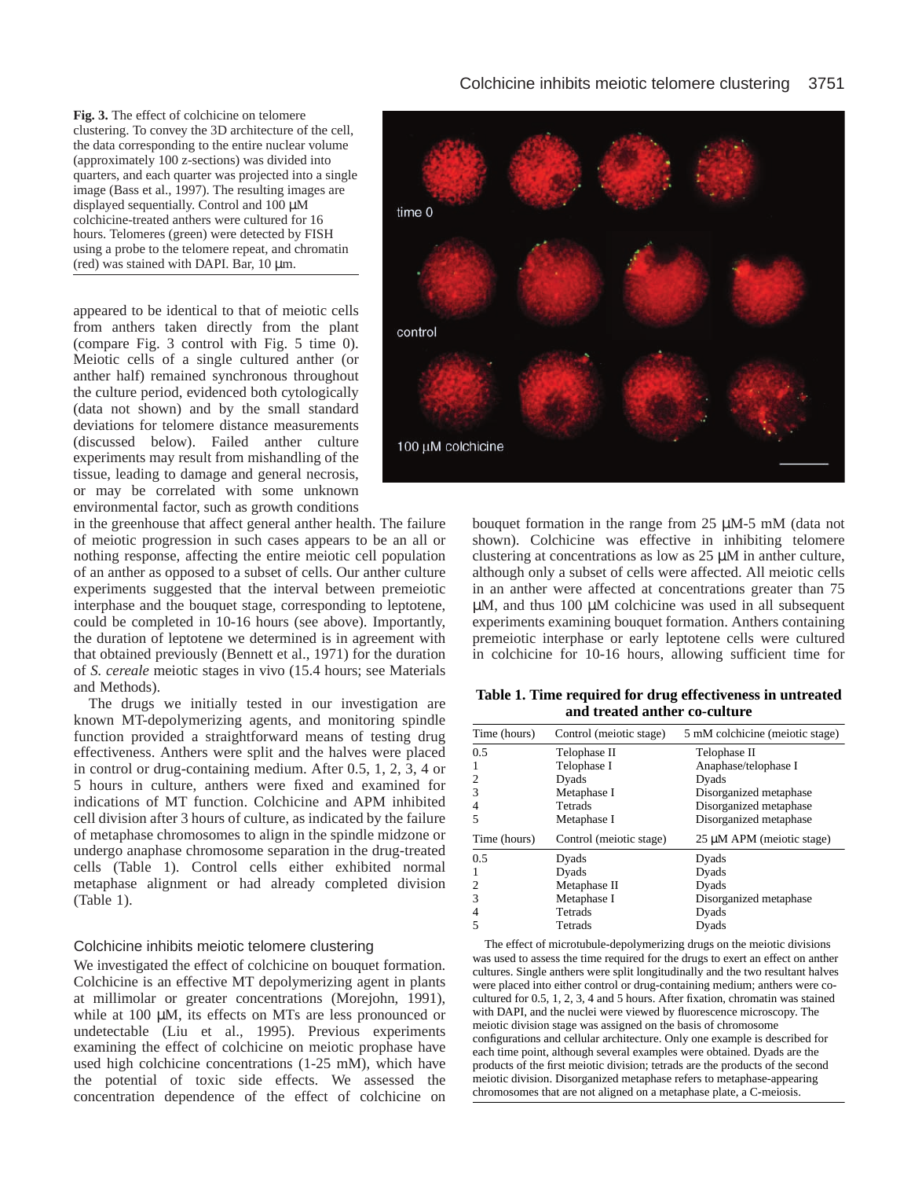**Fig. 3.** The effect of colchicine on telomere clustering. To convey the 3D architecture of the cell, the data corresponding to the entire nuclear volume (approximately 100 z-sections) was divided into quarters, and each quarter was projected into a single image (Bass et al., 1997). The resulting images are displayed sequentially. Control and 100 μM colchicine-treated anthers were cultured for 16 hours. Telomeres (green) were detected by FISH using a probe to the telomere repeat, and chromatin (red) was stained with DAPI. Bar, 10 μm.

appeared to be identical to that of meiotic cells from anthers taken directly from the plant (compare Fig. 3 control with Fig. 5 time 0). Meiotic cells of a single cultured anther (or anther half) remained synchronous throughout the culture period, evidenced both cytologically (data not shown) and by the small standard deviations for telomere distance measurements (discussed below). Failed anther culture experiments may result from mishandling of the tissue, leading to damage and general necrosis, or may be correlated with some unknown environmental factor, such as growth conditions in the greenhouse that affect general anther health. The failure of meiotic progression in such cases appears to be an all or nothing response, affecting the entire meiotic cell population of an anther as opposed to a subset of cells. Our anther culture experiments suggested that the interval between premeiotic interphase and the bouquet stage, corresponding to leptotene, could be completed in 10-16 hours (see above). Importantly, the duration of leptotene we determined is in agreement with that obtained previously (Bennett et al., 1971) for the duration of *S. cereale* meiotic stages in vivo (15.4 hours; see Materials and Methods).

The drugs we initially tested in our investigation are known MT-depolymerizing agents, and monitoring spindle function provided a straightforward means of testing drug effectiveness. Anthers were split and the halves were placed in control or drug-containing medium. After 0.5, 1, 2, 3, 4 or 5 hours in culture, anthers were fixed and examined for indications of MT function. Colchicine and APM inhibited cell division after 3 hours of culture, as indicated by the failure of metaphase chromosomes to align in the spindle midzone or undergo anaphase chromosome separation in the drug-treated cells (Table 1). Control cells either exhibited normal metaphase alignment or had already completed division (Table 1).

## Colchicine inhibits meiotic telomere clustering

We investigated the effect of colchicine on bouquet formation. Colchicine is an effective MT depolymerizing agent in plants at millimolar or greater concentrations (Morejohn, 1991), while at 100 μM, its effects on MTs are less pronounced or undetectable (Liu et al., 1995). Previous experiments examining the effect of colchicine on meiotic prophase have used high colchicine concentrations (1-25 mM), which have the potential of toxic side effects. We assessed the concentration dependence of the effect of colchicine on bouquet formation in the range from 25 μM-5 mM (data not shown). Colchicine was effective in inhibiting telomere clustering at concentrations as low as 25 μM in anther culture, although only a subset of cells were affected. All meiotic cells in an anther were affected at concentrations greater than 75 μM, and thus 100 μM colchicine was used in all subsequent experiments examining bouquet formation. Anthers containing premeiotic interphase or early leptotene cells were cultured in colchicine for 10-16 hours, allowing sufficient time for

**Table 1. Time required for drug effectiveness in untreated and treated anther co-culture**

| Time (hours) | Control (meiotic stage) | 5 mM colchicine (meiotic stage) |
|---|---|---|
| 0.5 | Telophase II | Telophase II |
| 1 | Telophase I | Anaphase/telophase I |
| 2 | Dyads | Dyads |
| 3 | Metaphase I | Disorganized metaphase |
| 4 | Tetrads | Disorganized metaphase |
| 5 | Metaphase I | Disorganized metaphase |
| **Time (hours)** | **Control (meiotic stage)** | **25 μM APM (meiotic stage)** |
| 0.5 | Dyads | Dyads |
| 1 | Dyads | Dyads |
| 2 | Metaphase II | Dyads |
| 3 | Metaphase I | Disorganized metaphase |
| 4 | Tetrads | Dyads |
| 5 | Tetrads | Dyads |

The effect of microtubule-depolymerizing drugs on the meiotic divisions was used to assess the time required for the drugs to exert an effect on anther cultures. Single anthers were split longitudinally and the two resultant halves were placed into either control or drug-containing medium; anthers were co-cultured for 0.5, 1, 2, 3, 4 and 5 hours. After fixation, chromatin was stained with DAPI, and the nuclei were viewed by fluorescence microscopy. The meiotic division stage was assigned on the basis of chromosome configurations and cellular architecture. Only one example is described for each time point, although several examples were obtained. Dyads are the products of the first meiotic division; tetrads are the products of the second meiotic division. Disorganized metaphase refers to metaphase-appearing chromosomes that are not aligned on a metaphase plate, a C-meiosis.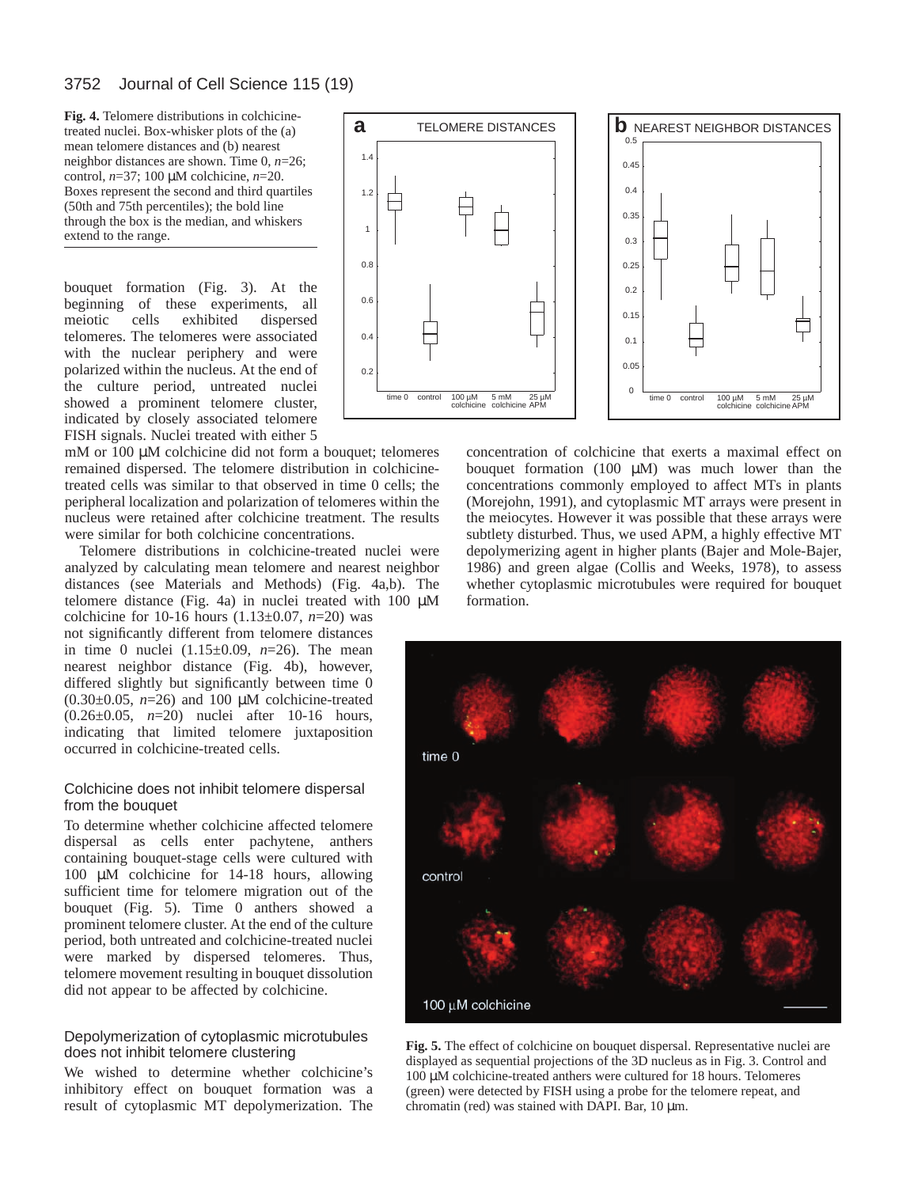**Fig. 4.** Telomere distributions in colchicine-treated nuclei. Box-whisker plots of the (a) mean telomere distances and (b) nearest neighbor distances are shown. Time 0, *n*=26; control, *n*=37; 100 μM colchicine, *n*=20. Boxes represent the second and third quartiles (50th and 75th percentiles); the bold line through the box is the median, and whiskers extend to the range.

bouquet formation (Fig. 3). At the beginning of these experiments, all meiotic cells exhibited dispersed telomeres. The telomeres were associated with the nuclear periphery and were polarized within the nucleus. At the end of the culture period, untreated nuclei showed a prominent telomere cluster, indicated by closely associated telomere FISH signals. Nuclei treated with either 5 mM or 100 μM colchicine did not form a bouquet; telomeres remained dispersed. The telomere distribution in colchicine-treated cells was similar to that observed in time 0 cells; the peripheral localization and polarization of telomeres within the nucleus were retained after colchicine treatment. The results were similar for both colchicine concentrations.

Telomere distributions in colchicine-treated nuclei were analyzed by calculating mean telomere and nearest neighbor distances (see Materials and Methods) (Fig. 4a,b). The telomere distance (Fig. 4a) in nuclei treated with 100 μM colchicine for 10-16 hours (1.13±0.07, *n*=20) was not significantly different from telomere distances in time 0 nuclei (1.15±0.09, *n*=26). The mean nearest neighbor distance (Fig. 4b), however, differed slightly but significantly between time 0 (0.30±0.05, *n*=26) and 100 μM colchicine-treated (0.26±0.05, *n*=20) nuclei after 10-16 hours, indicating that limited telomere juxtaposition occurred in colchicine-treated cells.

### Colchicine does not inhibit telomere dispersal from the bouquet

To determine whether colchicine affected telomere dispersal as cells enter pachytene, anthers containing bouquet-stage cells were cultured with 100 μM colchicine for 14-18 hours, allowing sufficient time for telomere migration out of the bouquet (Fig. 5). Time 0 anthers showed a prominent telomere cluster. At the end of the culture period, both untreated and colchicine-treated nuclei were marked by dispersed telomeres. Thus, telomere movement resulting in bouquet dissolution did not appear to be affected by colchicine.

### Depolymerization of cytoplasmic microtubules does not inhibit telomere clustering

We wished to determine whether colchicine's inhibitory effect on bouquet formation was a result of cytoplasmic MT depolymerization. The concentration of colchicine that exerts a maximal effect on bouquet formation (100 μM) was much lower than the concentrations commonly employed to affect MTs in plants (Morejohn, 1991), and cytoplasmic MT arrays were present in the meiocytes. However it was possible that these arrays were subtlety disturbed. Thus, we used APM, a highly effective MT depolymerizing agent in higher plants (Bajer and Mole-Bajer, 1986) and green algae (Collis and Weeks, 1978), to assess whether cytoplasmic microtubules were required for bouquet formation.

**Fig. 5.** The effect of colchicine on bouquet dispersal. Representative nuclei are displayed as sequential projections of the 3D nucleus as in Fig. 3. Control and 100 μM colchicine-treated anthers were cultured for 18 hours. Telomeres (green) were detected by FISH using a probe for the telomere repeat, and chromatin (red) was stained with DAPI. Bar, 10 μm.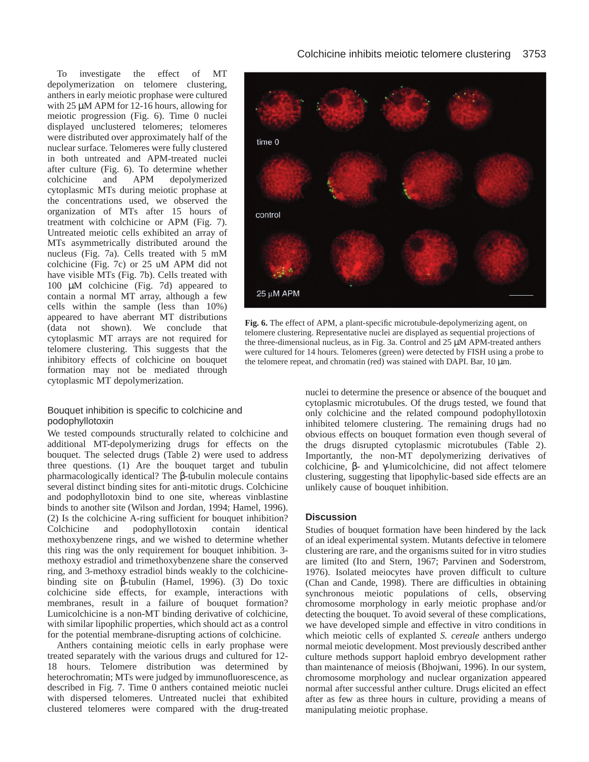To investigate the effect of MT depolymerization on telomere clustering, anthers in early meiotic prophase were cultured with 25 μM APM for 12-16 hours, allowing for meiotic progression (Fig. 6). Time 0 nuclei displayed unclustered telomeres; telomeres were distributed over approximately half of the nuclear surface. Telomeres were fully clustered in both untreated and APM-treated nuclei after culture (Fig. 6). To determine whether colchicine and APM depolymerized cytoplasmic MTs during meiotic prophase at the concentrations used, we observed the organization of MTs after 15 hours of treatment with colchicine or APM (Fig. 7). Untreated meiotic cells exhibited an array of MTs asymmetrically distributed around the nucleus (Fig. 7a). Cells treated with 5 mM colchicine (Fig. 7c) or 25 uM APM did not have visible MTs (Fig. 7b). Cells treated with 100 μM colchicine (Fig. 7d) appeared to contain a normal MT array, although a few cells within the sample (less than 10%) appeared to have aberrant MT distributions (data not shown). We conclude that cytoplasmic MT arrays are not required for telomere clustering. This suggests that the inhibitory effects of colchicine on bouquet formation may not be mediated through cytoplasmic MT depolymerization.

**Fig. 6.** The effect of APM, a plant-specific microtubule-depolymerizing agent, on telomere clustering. Representative nuclei are displayed as sequential projections of the three-dimensional nucleus, as in Fig. 3a. Control and 25 μM APM-treated anthers were cultured for 14 hours. Telomeres (green) were detected by FISH using a probe to the telomere repeat, and chromatin (red) was stained with DAPI. Bar, 10 μm.

### Bouquet inhibition is specific to colchicine and podophyllotoxin

We tested compounds structurally related to colchicine and additional MT-depolymerizing drugs for effects on the bouquet. The selected drugs (Table 2) were used to address three questions. (1) Are the bouquet target and tubulin pharmacologically identical? The β-tubulin molecule contains several distinct binding sites for anti-mitotic drugs. Colchicine and podophyllotoxin bind to one site, whereas vinblastine binds to another site (Wilson and Jordan, 1994; Hamel, 1996). (2) Is the colchicine A-ring sufficient for bouquet inhibition? Colchicine and podophyllotoxin contain identical methoxybenzene rings, and we wished to determine whether this ring was the only requirement for bouquet inhibition. 3-methoxy estradiol and trimethoxybenzene share the conserved ring, and 3-methoxy estradiol binds weakly to the colchicine-binding site on β-tubulin (Hamel, 1996). (3) Do toxic colchicine side effects, for example, interactions with membranes, result in a failure of bouquet formation? Lumicolchicine is a non-MT binding derivative of colchicine, with similar lipophilic properties, which should act as a control for the potential membrane-disrupting actions of colchicine.

Anthers containing meiotic cells in early prophase were treated separately with the various drugs and cultured for 12-18 hours. Telomere distribution was determined by heterochromatin; MTs were judged by immunofluorescence, as described in Fig. 7. Time 0 anthers contained meiotic nuclei with dispersed telomeres. Untreated nuclei that exhibited clustered telomeres were compared with the drug-treated nuclei to determine the presence or absence of the bouquet and cytoplasmic microtubules. Of the drugs tested, we found that only colchicine and the related compound podophyllotoxin inhibited telomere clustering. The remaining drugs had no obvious effects on bouquet formation even though several of the drugs disrupted cytoplasmic microtubules (Table 2). Importantly, the non-MT depolymerizing derivatives of colchicine, β- and γ-lumicolchicine, did not affect telomere clustering, suggesting that lipophylic-based side effects are an unlikely cause of bouquet inhibition.

## Discussion

Studies of bouquet formation have been hindered by the lack of an ideal experimental system. Mutants defective in telomere clustering are rare, and the organisms suited for in vitro studies are limited (Ito and Stern, 1967; Parvinen and Soderstrom, 1976). Isolated meiocytes have proven difficult to culture (Chan and Cande, 1998). There are difficulties in obtaining synchronous meiotic populations of cells, observing chromosome morphology in early meiotic prophase and/or detecting the bouquet. To avoid several of these complications, we have developed simple and effective in vitro conditions in which meiotic cells of explanted *S. cereale* anthers undergo normal meiotic development. Most previously described anther culture methods support haploid embryo development rather than maintenance of meiosis (Bhojwani, 1996). In our system, chromosome morphology and nuclear organization appeared normal after successful anther culture. Drugs elicited an effect after as few as three hours in culture, providing a means of manipulating meiotic prophase.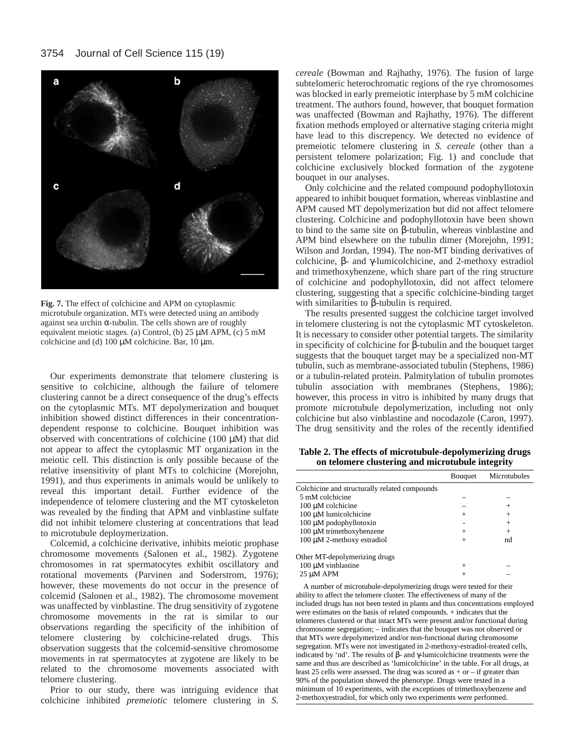**Fig. 7.** The effect of colchicine and APM on cytoplasmic microtubule organization. MTs were detected using an antibody against sea urchin α-tubulin. The cells shown are of roughly equivalent meiotic stages. (a) Control, (b) 25 μM APM, (c) 5 mM colchicine and (d) 100 μM colchicine. Bar, 10 μm.

Our experiments demonstrate that telomere clustering is sensitive to colchicine, although the failure of telomere clustering cannot be a direct consequence of the drug's effects on the cytoplasmic MTs. MT depolymerization and bouquet inhibition showed distinct differences in their concentration-dependent response to colchicine. Bouquet inhibition was observed with concentrations of colchicine (100 μM) that did not appear to affect the cytoplasmic MT organization in the meiotic cell. This distinction is only possible because of the relative insensitivity of plant MTs to colchicine (Morejohn, 1991), and thus experiments in animals would be unlikely to reveal this important detail. Further evidence of the independence of telomere clustering and the MT cytoskeleton was revealed by the finding that APM and vinblastine sulfate did not inhibit telomere clustering at concentrations that lead to microtubule deploymerization.

Colcemid, a colchicine derivative, inhibits meiotic prophase chromosome movements (Salonen et al., 1982). Zygotene chromosomes in rat spermatocytes exhibit oscillatory and rotational movements (Parvinen and Soderstrom, 1976); however, these movements do not occur in the presence of colcemid (Salonen et al., 1982). The chromosome movement was unaffected by vinblastine. The drug sensitivity of zygotene chromosome movements in the rat is similar to our observations regarding the specificity of the inhibition of telomere clustering by colchicine-related drugs. This observation suggests that the colcemid-sensitive chromosome movements in rat spermatocytes at zygotene are likely to be related to the chromosome movements associated with telomere clustering.

Prior to our study, there was intriguing evidence that colchicine inhibited *premeiotic* telomere clustering in *S. cereale* (Bowman and Rajhathy, 1976). The fusion of large subtelomeric heterochromatic regions of the rye chromosomes was blocked in early premeiotic interphase by 5 mM colchicine treatment. The authors found, however, that bouquet formation was unaffected (Bowman and Rajhathy, 1976). The different fixation methods employed or alternative staging criteria might have lead to this discrepency. We detected no evidence of premeiotic telomere clustering in *S. cereale* (other than a persistent telomere polarization; Fig. 1) and conclude that colchicine exclusively blocked formation of the zygotene bouquet in our analyses.

Only colchicine and the related compound podophyllotoxin appeared to inhibit bouquet formation, whereas vinblastine and APM caused MT depolymerization but did not affect telomere clustering. Colchicine and podophyllotoxin have been shown to bind to the same site on β-tubulin, whereas vinblastine and APM bind elsewhere on the tubulin dimer (Morejohn, 1991; Wilson and Jordan, 1994). The non-MT binding derivatives of colchicine, β- and γ-lumicolchicine, and 2-methoxy estradiol and trimethoxybenzene, which share part of the ring structure of colchicine and podophyllotoxin, did not affect telomere clustering, suggesting that a specific colchicine-binding target with similarities to β-tubulin is required.

The results presented suggest the colchicine target involved in telomere clustering is not the cytoplasmic MT cytoskeleton. It is necessary to consider other potential targets. The similarity in specificity of colchicine for β-tubulin and the bouquet target suggests that the bouquet target may be a specialized non-MT tubulin, such as membrane-associated tubulin (Stephens, 1986) or a tubulin-related protein. Palmitylation of tubulin promotes tubulin association with membranes (Stephens, 1986); however, this process in vitro is inhibited by many drugs that promote microtubule depolymerization, including not only colchicine but also vinblastine and nocodazole (Caron, 1997). The drug sensitivity and the roles of the recently identified

**Table 2. The effects of microtubule-depolymerizing drugs on telomere clustering and microtubule integrity**

| | Bouquet | Microtubules |
|---|---|---|
| Colchicine and structurally related compounds | | |
| 5 mM colchicine | – | – |
| 100 μM colchicine | – | + |
| 100 μM lumicolchicine | + | + |
| 100 μM podophyllotoxin | - | + |
| 100 μM trimethoxybenzene | + | + |
| 100 μM 2-methoxy estradiol | + | nd |
| Other MT-depolymerizing drugs | | |
| 100 μM vinblastine | + | – |
| 25 μM APM | + | – |

A number of microtubule-depolymerizing drugs were tested for their ability to affect the telomere cluster. The effectiveness of many of the included drugs has not been tested in plants and thus concentrations employed were estimates on the basis of related compounds. + indicates that the telomeres clustered or that intact MTs were present and/or functional during chromosome segregation; – indicates that the bouquet was not observed or that MTs were depolymerized and/or non-functional during chromosome segregation. MTs were not investigated in 2-methoxy-estradiol-treated cells, indicated by 'nd'. The results of β- and γ-lumicolchicine treatments were the same and thus are described as 'lumicolchicine' in the table. For all drugs, at least 25 cells were assessed. The drug was scored as + or – if greater than 90% of the population showed the phenotype. Drugs were tested in a minimum of 10 experiments, with the exceptions of trimethoxybenzene and 2-methoxyestradiol, for which only two experiments were performed.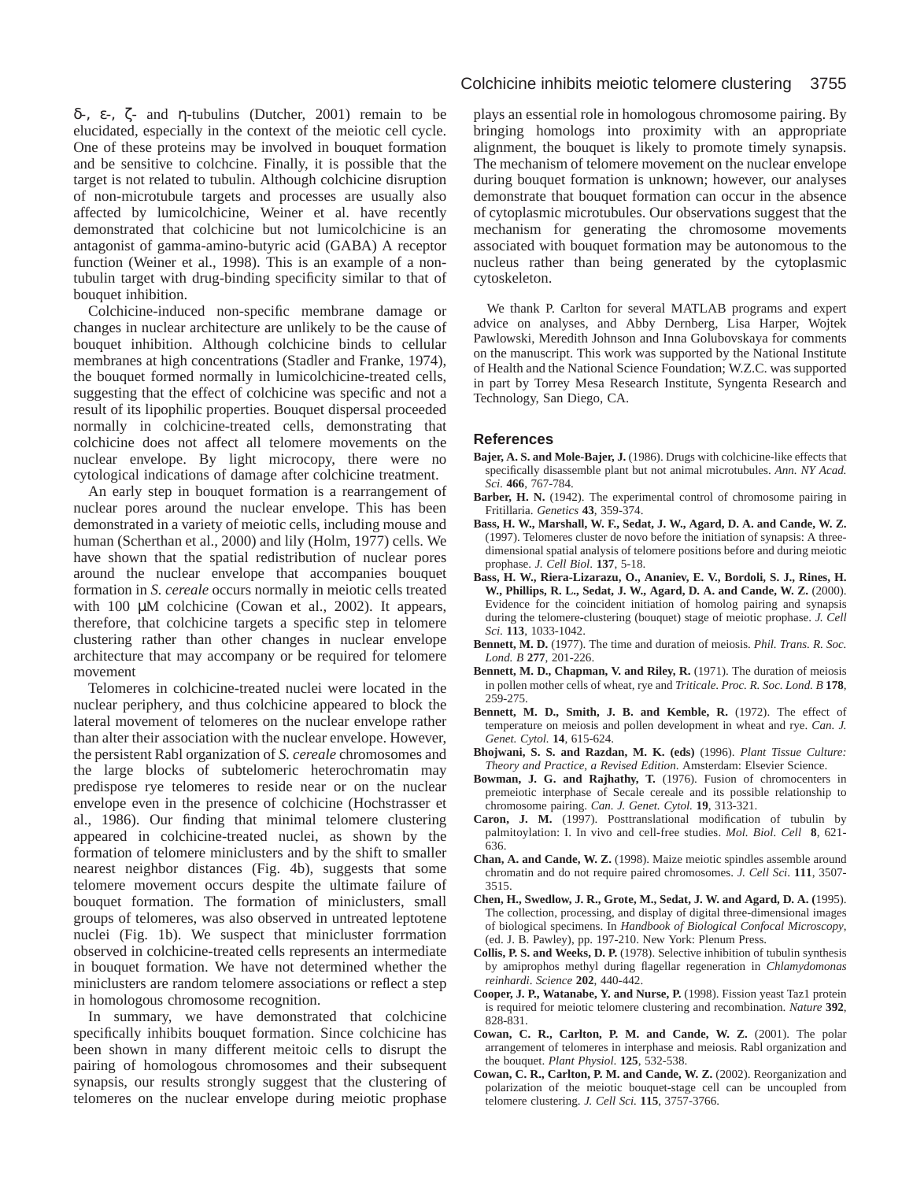δ-, ε-, ζ- and η-tubulins (Dutcher, 2001) remain to be elucidated, especially in the context of the meiotic cell cycle. One of these proteins may be involved in bouquet formation and be sensitive to colchcine. Finally, it is possible that the target is not related to tubulin. Although colchicine disruption of non-microtubule targets and processes are usually also affected by lumicolchicine, Weiner et al. have recently demonstrated that colchicine but not lumicolchicine is an antagonist of gamma-amino-butyric acid (GABA) A receptor function (Weiner et al., 1998). This is an example of a non-tubulin target with drug-binding specificity similar to that of bouquet inhibition.

Colchicine-induced non-specific membrane damage or changes in nuclear architecture are unlikely to be the cause of bouquet inhibition. Although colchicine binds to cellular membranes at high concentrations (Stadler and Franke, 1974), the bouquet formed normally in lumicolchicine-treated cells, suggesting that the effect of colchicine was specific and not a result of its lipophilic properties. Bouquet dispersal proceeded normally in colchicine-treated cells, demonstrating that colchicine does not affect all telomere movements on the nuclear envelope. By light microcopy, there were no cytological indications of damage after colchicine treatment.

An early step in bouquet formation is a rearrangement of nuclear pores around the nuclear envelope. This has been demonstrated in a variety of meiotic cells, including mouse and human (Scherthan et al., 2000) and lily (Holm, 1977) cells. We have shown that the spatial redistribution of nuclear pores around the nuclear envelope that accompanies bouquet formation in *S. cereale* occurs normally in meiotic cells treated with 100 μM colchicine (Cowan et al., 2002). It appears, therefore, that colchicine targets a specific step in telomere clustering rather than other changes in nuclear envelope architecture that may accompany or be required for telomere movement

Telomeres in colchicine-treated nuclei were located in the nuclear periphery, and thus colchicine appeared to block the lateral movement of telomeres on the nuclear envelope rather than alter their association with the nuclear envelope. However, the persistent Rabl organization of *S. cereale* chromosomes and the large blocks of subtelomeric heterochromatin may predispose rye telomeres to reside near or on the nuclear envelope even in the presence of colchicine (Hochstrasser et al., 1986). Our finding that minimal telomere clustering appeared in colchicine-treated nuclei, as shown by the formation of telomere miniclusters and by the shift to smaller nearest neighbor distances (Fig. 4b), suggests that some telomere movement occurs despite the ultimate failure of bouquet formation. The formation of miniclusters, small groups of telomeres, was also observed in untreated leptotene nuclei (Fig. 1b). We suspect that minicluster forrmation observed in colchicine-treated cells represents an intermediate in bouquet formation. We have not determined whether the miniclusters are random telomere associations or reflect a step in homologous chromosome recognition.

In summary, we have demonstrated that colchicine specifically inhibits bouquet formation. Since colchicine has been shown in many different meitoic cells to disrupt the pairing of homologous chromosomes and their subsequent synapsis, our results strongly suggest that the clustering of telomeres on the nuclear envelope during meiotic prophase plays an essential role in homologous chromosome pairing. By bringing homologs into proximity with an appropriate alignment, the bouquet is likely to promote timely synapsis. The mechanism of telomere movement on the nuclear envelope during bouquet formation is unknown; however, our analyses demonstrate that bouquet formation can occur in the absence of cytoplasmic microtubules. Our observations suggest that the mechanism for generating the chromosome movements associated with bouquet formation may be autonomous to the nucleus rather than being generated by the cytoplasmic cytoskeleton.

We thank P. Carlton for several MATLAB programs and expert advice on analyses, and Abby Dernberg, Lisa Harper, Wojtek Pawlowski, Meredith Johnson and Inna Golubovskaya for comments on the manuscript. This work was supported by the National Institute of Health and the National Science Foundation; W.Z.C. was supported in part by Torrey Mesa Research Institute, Syngenta Research and Technology, San Diego, CA.

## References

**Bajer, A. S. and Mole-Bajer, J.** (1986). Drugs with colchicine-like effects that specifically disassemble plant but not animal microtubules. *Ann. NY Acad. Sci.* **466**, 767-784.

**Barber, H. N.** (1942). The experimental control of chromosome pairing in Fritillaria. *Genetics* **43**, 359-374.

**Bass, H. W., Marshall, W. F., Sedat, J. W., Agard, D. A. and Cande, W. Z.** (1997). Telomeres cluster de novo before the initiation of synapsis: A three-dimensional spatial analysis of telomere positions before and during meiotic prophase. *J. Cell Biol.* **137**, 5-18.

**Bass, H. W., Riera-Lizarazu, O., Ananiev, E. V., Bordoli, S. J., Rines, H. W., Phillips, R. L., Sedat, J. W., Agard, D. A. and Cande, W. Z.** (2000). Evidence for the coincident initiation of homolog pairing and synapsis during the telomere-clustering (bouquet) stage of meiotic prophase. *J. Cell Sci.* **113**, 1033-1042.

**Bennett, M. D.** (1977). The time and duration of meiosis. *Phil. Trans. R. Soc. Lond. B* **277**, 201-226.

**Bennett, M. D., Chapman, V. and Riley, R.** (1971). The duration of meiosis in pollen mother cells of wheat, rye and *Triticale*. *Proc. R. Soc. Lond. B* **178**, 259-275.

**Bennett, M. D., Smith, J. B. and Kemble, R.** (1972). The effect of temperature on meiosis and pollen development in wheat and rye. *Can. J. Genet. Cytol.* **14**, 615-624.

**Bhojwani, S. S. and Razdan, M. K. (eds)** (1996). *Plant Tissue Culture: Theory and Practice, a Revised Edition*. Amsterdam: Elsevier Science.

**Bowman, J. G. and Rajhathy, T.** (1976). Fusion of chromocenters in premeiotic interphase of Secale cereale and its possible relationship to chromosome pairing. *Can. J. Genet. Cytol.* **19**, 313-321.

**Caron, J. M.** (1997). Posttranslational modification of tubulin by palmitoylation: I. In vivo and cell-free studies. *Mol. Biol. Cell* **8**, 621-636.

**Chan, A. and Cande, W. Z.** (1998). Maize meiotic spindles assemble around chromatin and do not require paired chromosomes. *J. Cell Sci*. **111**, 3507-3515.

**Chen, H., Swedlow, J. R., Grote, M., Sedat, J. W. and Agard, D. A.** (1995). The collection, processing, and display of digital three-dimensional images of biological specimens. In *Handbook of Biological Confocal Microscopy*, (ed. J. B. Pawley), pp. 197-210. New York: Plenum Press.

**Collis, P. S. and Weeks, D. P.** (1978). Selective inhibition of tubulin synthesis by amiprophos methyl during flagellar regeneration in *Chlamydomonas reinhardi*. *Science* **202**, 440-442.

**Cooper, J. P., Watanabe, Y. and Nurse, P.** (1998). Fission yeast Taz1 protein is required for meiotic telomere clustering and recombination. *Nature* **392**, 828-831.

**Cowan, C. R., Carlton, P. M. and Cande, W. Z.** (2001). The polar arrangement of telomeres in interphase and meiosis. Rabl organization and the bouquet. *Plant Physiol.* **125**, 532-538.

**Cowan, C. R., Carlton, P. M. and Cande, W. Z.** (2002). Reorganization and polarization of the meiotic bouquet-stage cell can be uncoupled from telomere clustering. *J. Cell Sci.* **115**, 3757-3766.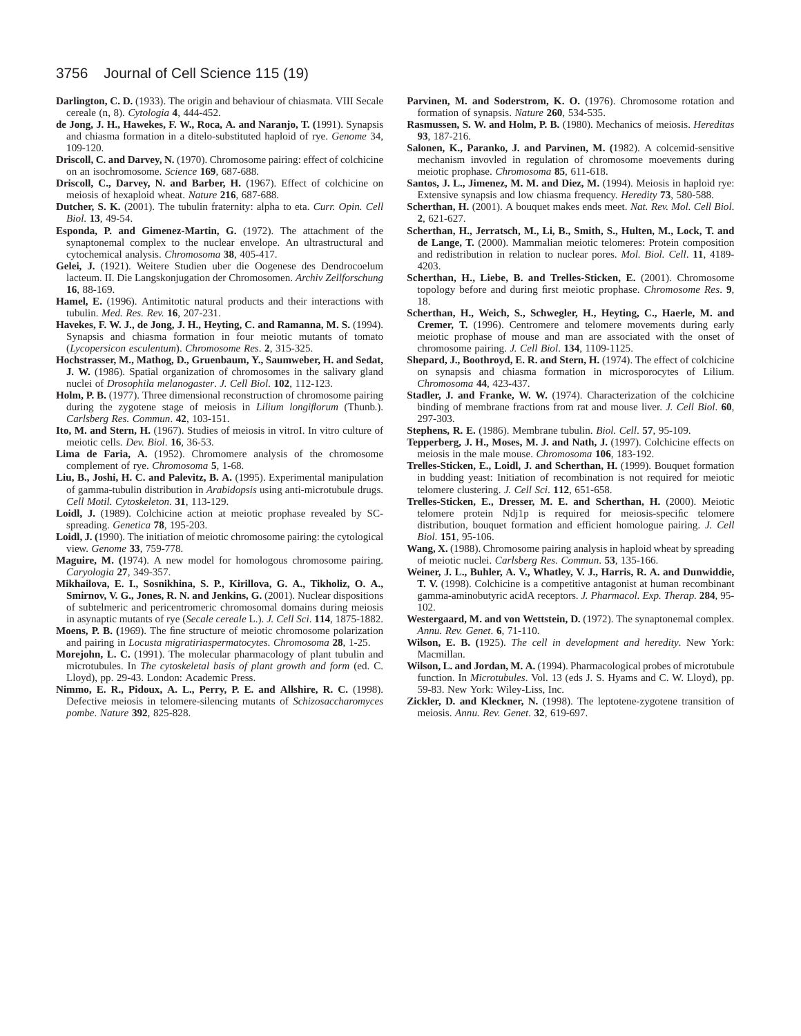**Darlington, C. D.** (1933). The origin and behaviour of chiasmata. VIII Secale cereale (n, 8). *Cytologia* **4**, 444-452.

**de Jong, J. H., Hawekes, F. W., Roca, A. and Naranjo, T. (**1991). Synapsis and chiasma formation in a ditelo-substituted haploid of rye. *Genome* 34, 109-120.

**Driscoll, C. and Darvey, N.** (1970). Chromosome pairing: effect of colchicine on an isochromosome. *Science* **169**, 687-688.

**Driscoll, C., Darvey, N. and Barber, H.** (1967). Effect of colchicine on meiosis of hexaploid wheat. *Nature* **216**, 687-688.

**Dutcher, S. K.** (2001). The tubulin fraternity: alpha to eta. *Curr. Opin. Cell Biol*. **13**, 49-54.

**Esponda, P. and Gimenez-Martin, G.** (1972). The attachment of the synaptonemal complex to the nuclear envelope. An ultrastructural and cytochemical analysis. *Chromosoma* **38**, 405-417.

**Gelei, J.** (1921). Weitere Studien uber die Oogenese des Dendrocoelum lacteum. II. Die Langskonjugation der Chromosomen. *Archiv Zellforschung* **16**, 88-169.

**Hamel, E.** (1996). Antimitotic natural products and their interactions with tubulin. *Med. Res. Rev.* **16**, 207-231.

**Havekes, F. W. J., de Jong, J. H., Heyting, C. and Ramanna, M. S.** (1994). Synapsis and chiasma formation in four meiotic mutants of tomato (*Lycopersicon esculentum*). *Chromosome Res*. **2**, 315-325.

**Hochstrasser, M., Mathog, D., Gruenbaum, Y., Saumweber, H. and Sedat, J. W.** (1986). Spatial organization of chromosomes in the salivary gland nuclei of *Drosophila melanogaster*. *J. Cell Biol*. **102**, 112-123.

**Holm, P. B.** (1977). Three dimensional reconstruction of chromosome pairing during the zygotene stage of meiosis in *Lilium longiflorum* (Thunb.). *Carlsberg Res. Commun*. **42**, 103-151.

**Ito, M. and Stern, H.** (1967). Studies of meiosis in vitroI. In vitro culture of meiotic cells. *Dev. Biol*. **16**, 36-53.

**Lima de Faria, A.** (1952). Chromomere analysis of the chromosome complement of rye. *Chromosoma* **5**, 1-68.

**Liu, B., Joshi, H. C. and Palevitz, B. A.** (1995). Experimental manipulation of gamma-tubulin distribution in *Arabidopsis* using anti-microtubule drugs. *Cell Motil. Cytoskeleton*. **31**, 113-129.

**Loidl, J.** (1989). Colchicine action at meiotic prophase revealed by SC-spreading. *Genetica* **78**, 195-203.

**Loidl, J. (**1990). The initiation of meiotic chromosome pairing: the cytological view. *Genome* **33**, 759-778.

**Maguire, M. (**1974). A new model for homologous chromosome pairing. *Caryologia* **27**, 349-357.

**Mikhailova, E. I., Sosnikhina, S. P., Kirillova, G. A., Tikholiz, O. A., Smirnov, V. G., Jones, R. N. and Jenkins, G.** (2001). Nuclear dispositions of subtelmeric and pericentromeric chromosomal domains during meiosis in asynaptic mutants of rye (*Secale cereale* L.). *J. Cell Sci*. **114**, 1875-1882.

**Moens, P. B. (**1969). The fine structure of meiotic chromosome polarization and pairing in *Locusta migratiriaspermatocytes*. *Chromosoma* **28**, 1-25.

**Morejohn, L. C.** (1991). The molecular pharmacology of plant tubulin and microtubules. In *The cytoskeletal basis of plant growth and form* (ed. C. Lloyd), pp. 29-43. London: Academic Press.

**Nimmo, E. R., Pidoux, A. L., Perry, P. E. and Allshire, R. C.** (1998). Defective meiosis in telomere-silencing mutants of *Schizosaccharomyces pombe*. *Nature* **392**, 825-828.

**Parvinen, M. and Soderstrom, K. O.** (1976). Chromosome rotation and formation of synapsis. *Nature* **260**, 534-535.

**Rasmussen, S. W. and Holm, P. B.** (1980). Mechanics of meiosis. *Hereditas* **93**, 187-216.

**Salonen, K., Paranko, J. and Parvinen, M. (**1982). A colcemid-sensitive mechanism invovled in regulation of chromosome moevements during meiotic prophase. *Chromosoma* **85**, 611-618.

**Santos, J. L., Jimenez, M. M. and Diez, M.** (1994). Meiosis in haploid rye: Extensive synapsis and low chiasma frequency. *Heredity* **73**, 580-588.

**Scherthan, H.** (2001). A bouquet makes ends meet. *Nat. Rev. Mol. Cell Biol*. **2**, 621-627.

**Scherthan, H., Jerratsch, M., Li, B., Smith, S., Hulten, M., Lock, T. and de Lange, T.** (2000). Mammalian meiotic telomeres: Protein composition and redistribution in relation to nuclear pores. *Mol. Biol. Cell*. **11**, 4189-4203.

**Scherthan, H., Liebe, B. and Trelles-Sticken, E.** (2001). Chromosome topology before and during first meiotic prophase. *Chromosome Res*. **9**, 18.

**Scherthan, H., Weich, S., Schwegler, H., Heyting, C., Haerle, M. and Cremer, T.** (1996). Centromere and telomere movements during early meiotic prophase of mouse and man are associated with the onset of chromosome pairing. *J. Cell Biol*. **134**, 1109-1125.

**Shepard, J., Boothroyd, E. R. and Stern, H.** (1974). The effect of colchicine on synapsis and chiasma formation in microsporocytes of Lilium. *Chromosoma* **44**, 423-437.

**Stadler, J. and Franke, W. W.** (1974). Characterization of the colchicine binding of membrane fractions from rat and mouse liver. *J. Cell Biol*. **60**, 297-303.

**Stephens, R. E.** (1986). Membrane tubulin. *Biol. Cell*. **57**, 95-109.

**Tepperberg, J. H., Moses, M. J. and Nath, J.** (1997). Colchicine effects on meiosis in the male mouse. *Chromosoma* **106**, 183-192.

**Trelles-Sticken, E., Loidl, J. and Scherthan, H.** (1999). Bouquet formation in budding yeast: Initiation of recombination is not required for meiotic telomere clustering. *J. Cell Sci*. **112**, 651-658.

**Trelles-Sticken, E., Dresser, M. E. and Scherthan, H.** (2000). Meiotic telomere protein Ndj1p is required for meiosis-specific telomere distribution, bouquet formation and efficient homologue pairing. *J. Cell Biol.* **151**, 95-106.

**Wang, X.** (1988). Chromosome pairing analysis in haploid wheat by spreading of meiotic nuclei. *Carlsberg Res. Commun*. **53**, 135-166.

**Weiner, J. L., Buhler, A. V., Whatley, V. J., Harris, R. A. and Dunwiddie, T. V.** (1998). Colchicine is a competitive antagonist at human recombinant gamma-aminobutyric acidA receptors. *J. Pharmacol. Exp. Therap.* **284**, 95-102.

**Westergaard, M. and von Wettstein, D.** (1972). The synaptonemal complex. *Annu. Rev. Genet*. **6**, 71-110.

**Wilson, E. B. (**1925). *The cell in development and heredity*. New York: Macmillan.

**Wilson, L. and Jordan, M. A.** (1994). Pharmacological probes of microtubule function. In *Microtubules*. Vol. 13 (eds J. S. Hyams and C. W. Lloyd), pp. 59-83. New York: Wiley-Liss, Inc.

**Zickler, D. and Kleckner, N.** (1998). The leptotene-zygotene transition of meiosis. *Annu. Rev. Genet*. **32**, 619-697.